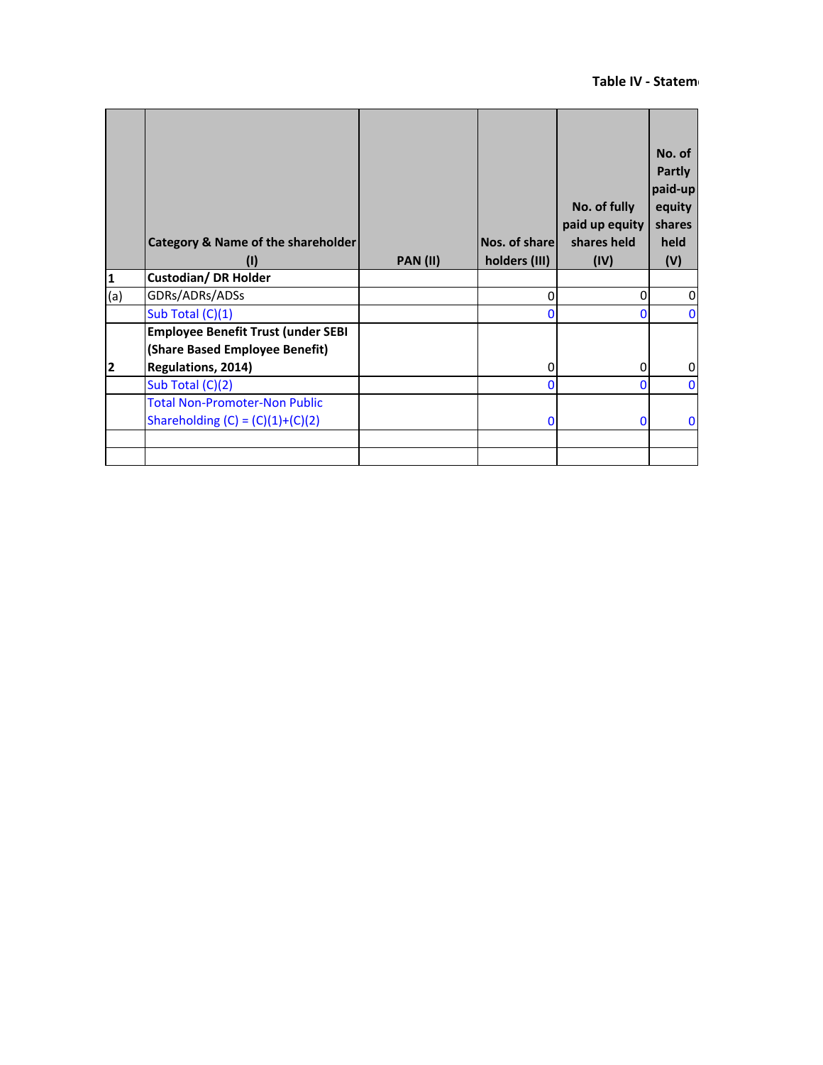**Table IV - Statem**

| | Category & Name of the shareholder (I) | PAN (II) | Nos. of share holders (III) | No. of fully paid up equity shares held (IV) | No. of Partly paid-up equity shares held (V) |
|---|---|---|---|---|---|
| **1** | **Custodian/ DR Holder** | | | | |
| (a) | GDRs/ADRs/ADSs | | 0 | 0 | 0 |
| | Sub Total (C)(1) | | 0 | 0 | 0 |
| **2** | **Employee Benefit Trust (under SEBI (Share Based Employee Benefit) Regulations, 2014)** | | 0 | 0 | 0 |
| | Sub Total (C)(2) | | 0 | 0 | 0 |
| | Total Non-Promoter-Non Public Shareholding (C) = (C)(1)+(C)(2) | | 0 | 0 | 0 |
| | | | | | |
| | | | | | |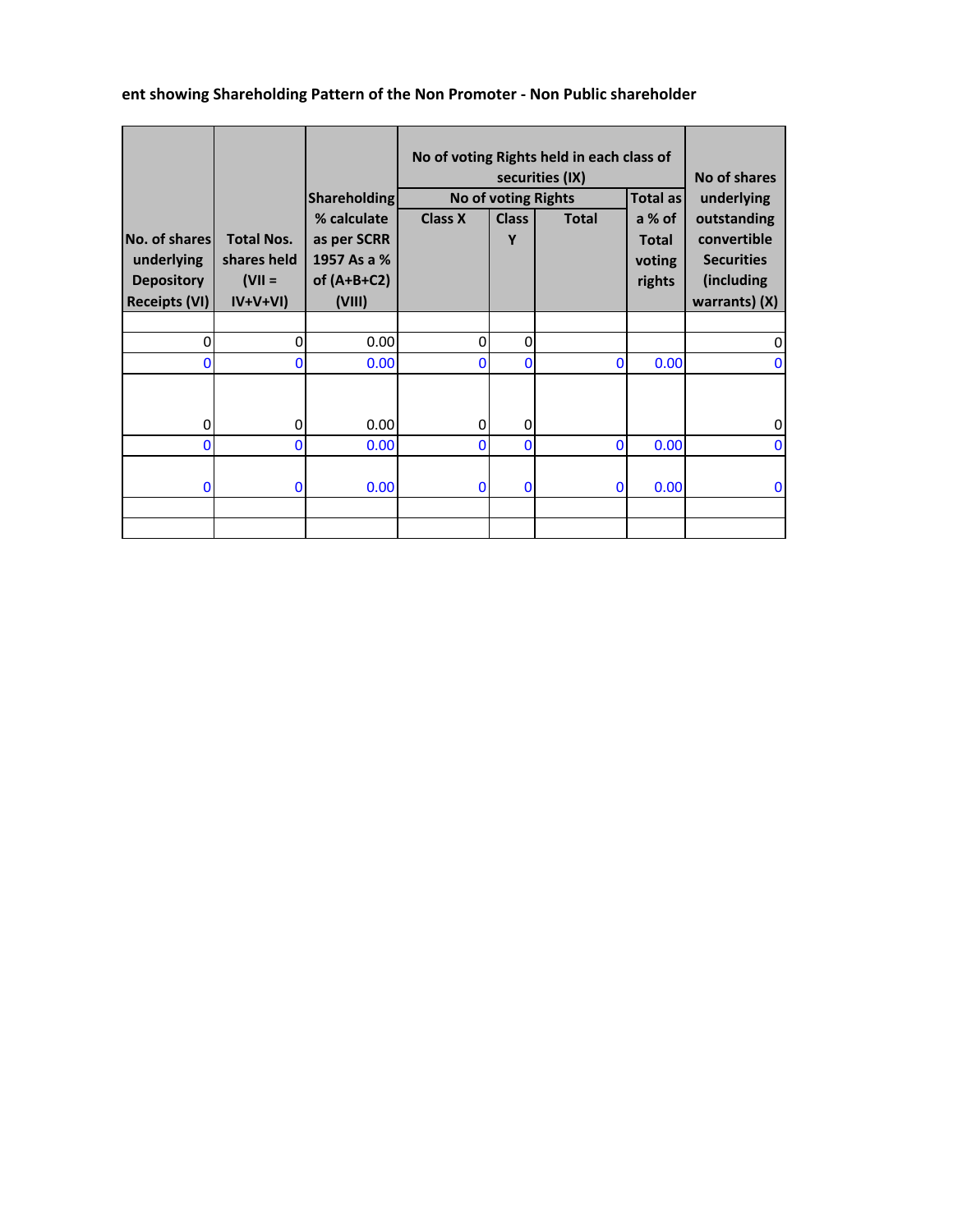**ent showing Shareholding Pattern of the Non Promoter - Non Public shareholder**

| No. of shares underlying Depository Receipts (VI) | Total Nos. shares held (VII = IV+V+VI) | Shareholding % calculate as per SCRR 1957 As a % of (A+B+C2) (VIII) | No of voting Rights held in each class of securities (IX) | | | | No of shares underlying outstanding convertible Securities (including warrants) (X) |
|---|---|---|---|---|---|---|---|
| | | | No of voting Rights | | | Total as a % of Total voting rights | |
| | | | Class X | Class Y | Total | | |
| | | | | | | | |
| 0 | 0 | 0.00 | 0 | 0 | | | 0 |
| 0 | 0 | 0.00 | 0 | 0 | 0 | 0.00 | 0 |
| 0 | 0 | 0.00 | 0 | 0 | | | 0 |
| 0 | 0 | 0.00 | 0 | 0 | 0 | 0.00 | 0 |
| 0 | 0 | 0.00 | 0 | 0 | 0 | 0.00 | 0 |
| | | | | | | | |
| | | | | | | | |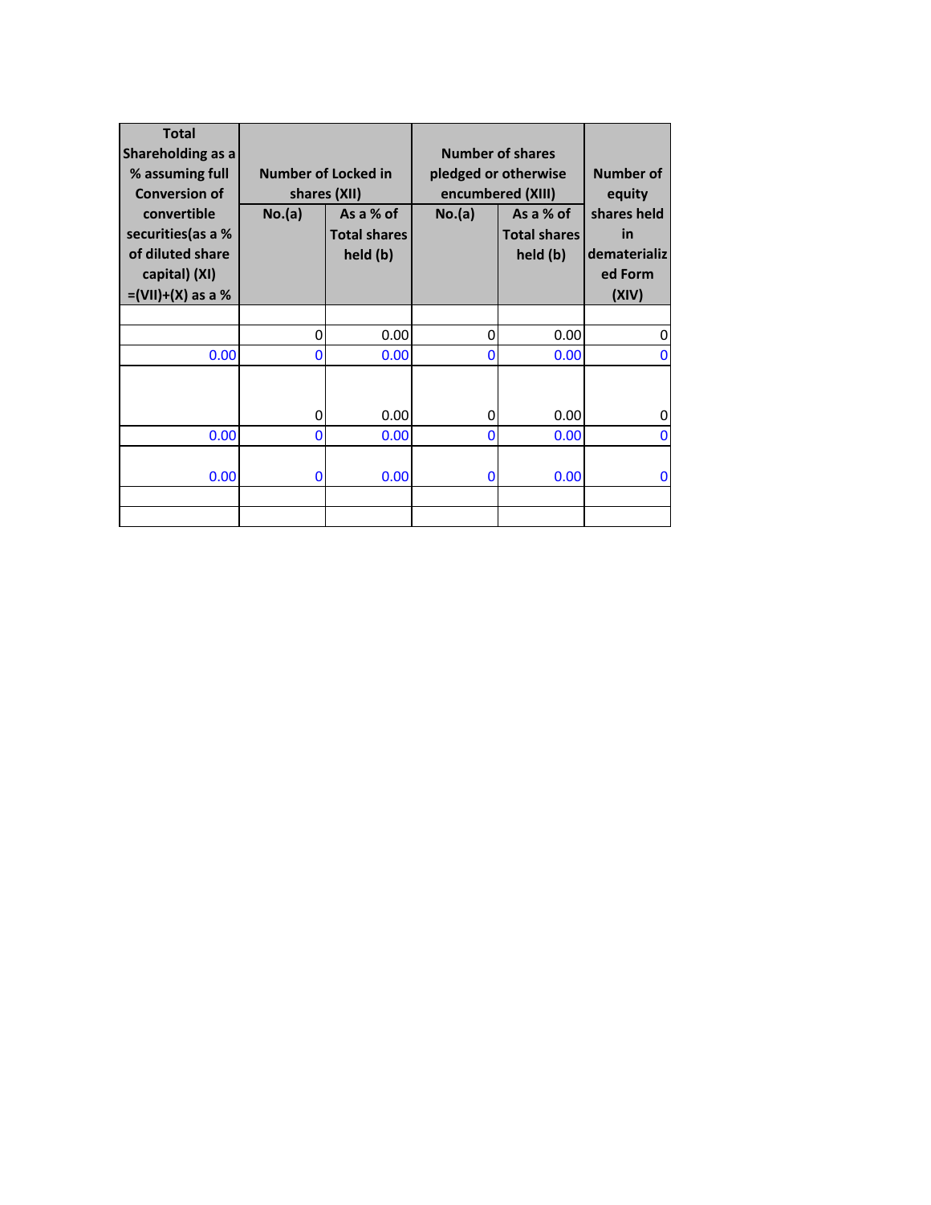| Total Shareholding as a % assuming full Conversion of convertible securities(as a % of diluted share capital) (XI) =(VII)+(X) as a % | Number of Locked in shares (XII) | | Number of shares pledged or otherwise encumbered (XIII) | | Number of equity shares held in dematerialized Form (XIV) |
|---|---|---|---|---|---|
| | No.(a) | As a % of Total shares held (b) | No.(a) | As a % of Total shares held (b) | |
| | | | | | |
| | 0 | 0.00 | 0 | 0.00 | 0 |
| 0.00 | 0 | 0.00 | 0 | 0.00 | 0 |
| | 0 | 0.00 | 0 | 0.00 | 0 |
| 0.00 | 0 | 0.00 | 0 | 0.00 | 0 |
| 0.00 | 0 | 0.00 | 0 | 0.00 | 0 |
| | | | | | |
| | | | | | |